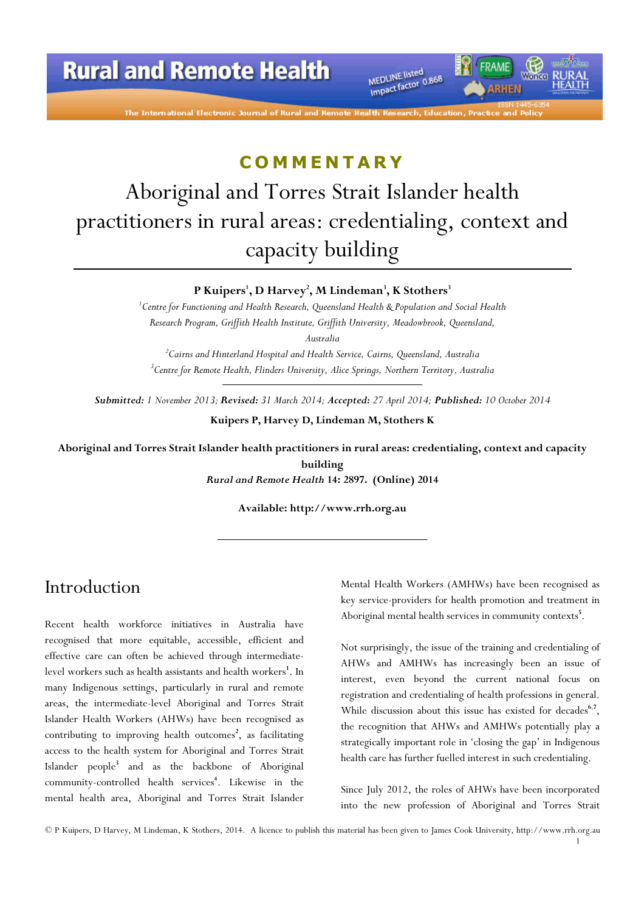COMMENTARY

# Aboriginal and Torres Strait Islander health practitioners in rural areas: credentialing, context and capacity building

**P Kuipers[1], D Harvey[2], M Lindeman[3], K Stothers[3]**

*[1]Centre for Functioning and Health Research, Queensland Health & Population and Social Health Research Program, Griffith Health Institute, Griffith University, Meadowbrook, Queensland, Australia*

*[2]Cairns and Hinterland Hospital and Health Service, Cairns, Queensland, Australia*

*[3]Centre for Remote Health, Flinders University, Alice Springs, Northern Territory, Australia*

***Submitted:** 1 November 2013; **Revised:** 31 March 2014; **Accepted:** 27 April 2014; **Published:** 10 October 2014*

**Kuipers P, Harvey D, Lindeman M, Stothers K**

**Aboriginal and Torres Strait Islander health practitioners in rural areas: credentialing, context and capacity building**
***Rural and Remote Health* 14: 2897. (Online) 2014**

**Available: http://www.rrh.org.au**

## Introduction

Recent health workforce initiatives in Australia have recognised that more equitable, accessible, efficient and effective care can often be achieved through intermediate-level workers such as health assistants and health workers[1]. In many Indigenous settings, particularly in rural and remote areas, the intermediate-level Aboriginal and Torres Strait Islander Health Workers (AHWs) have been recognised as contributing to improving health outcomes[2], as facilitating access to the health system for Aboriginal and Torres Strait Islander people[3] and as the backbone of Aboriginal community-controlled health services[4]. Likewise in the mental health area, Aboriginal and Torres Strait Islander Mental Health Workers (AMHWs) have been recognised as key service-providers for health promotion and treatment in Aboriginal mental health services in community contexts[5].

Not surprisingly, the issue of the training and credentialing of AHWs and AMHWs has increasingly been an issue of interest, even beyond the current national focus on registration and credentialing of health professions in general. While discussion about this issue has existed for decades[6,7], the recognition that AHWs and AMHWs potentially play a strategically important role in 'closing the gap' in Indigenous health care has further fuelled interest in such credentialing.

Since July 2012, the roles of AHWs have been incorporated into the new profession of Aboriginal and Torres Strait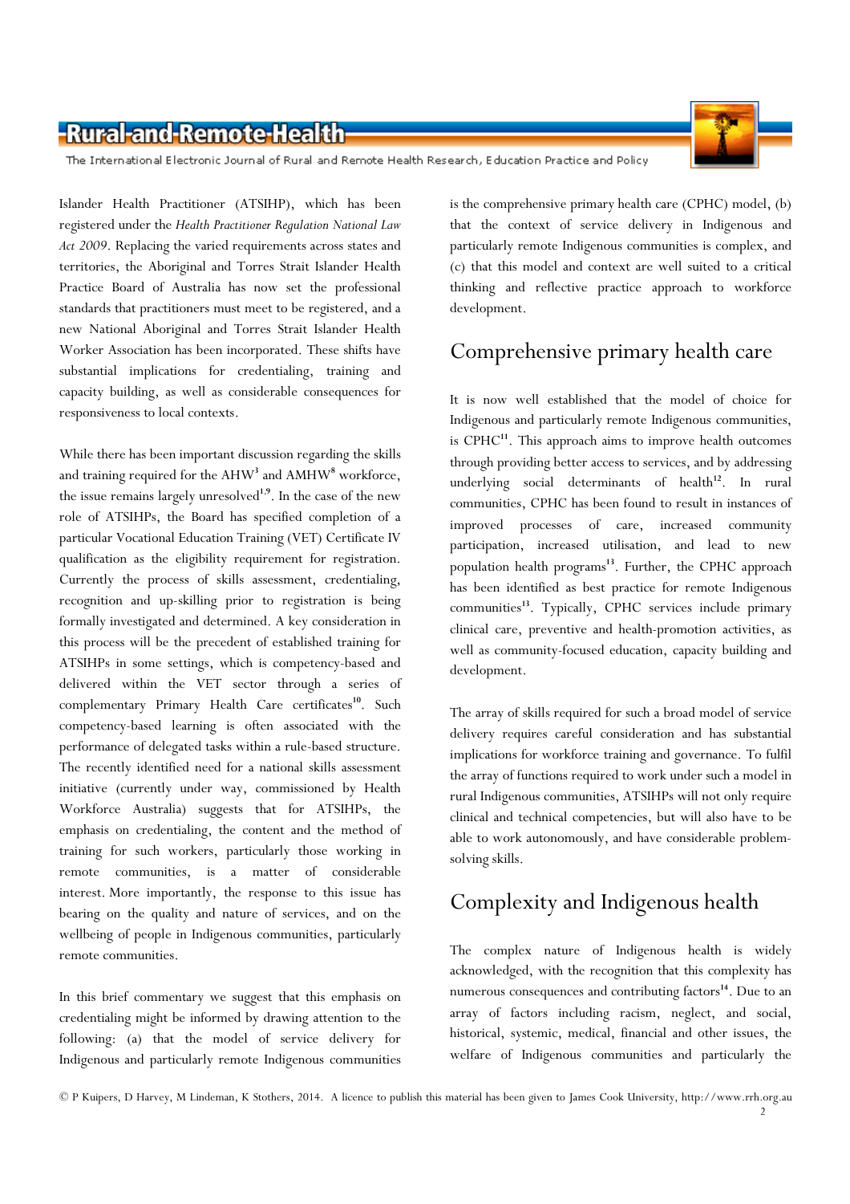Islander Health Practitioner (ATSIHP), which has been registered under the *Health Practitioner Regulation National Law Act 2009*. Replacing the varied requirements across states and territories, the Aboriginal and Torres Strait Islander Health Practice Board of Australia has now set the professional standards that practitioners must meet to be registered, and a new National Aboriginal and Torres Strait Islander Health Worker Association has been incorporated. These shifts have substantial implications for credentialing, training and capacity building, as well as considerable consequences for responsiveness to local contexts.

While there has been important discussion regarding the skills and training required for the AHW[3] and AMHW[8] workforce, the issue remains largely unresolved[1,9]. In the case of the new role of ATSIHPs, the Board has specified completion of a particular Vocational Education Training (VET) Certificate IV qualification as the eligibility requirement for registration. Currently the process of skills assessment, credentialing, recognition and up-skilling prior to registration is being formally investigated and determined. A key consideration in this process will be the precedent of established training for ATSIHPs in some settings, which is competency-based and delivered within the VET sector through a series of complementary Primary Health Care certificates[10]. Such competency-based learning is often associated with the performance of delegated tasks within a rule-based structure. The recently identified need for a national skills assessment initiative (currently under way, commissioned by Health Workforce Australia) suggests that for ATSIHPs, the emphasis on credentialing, the content and the method of training for such workers, particularly those working in remote communities, is a matter of considerable interest. More importantly, the response to this issue has bearing on the quality and nature of services, and on the wellbeing of people in Indigenous communities, particularly remote communities.

In this brief commentary we suggest that this emphasis on credentialing might be informed by drawing attention to the following: (a) that the model of service delivery for Indigenous and particularly remote Indigenous communities is the comprehensive primary health care (CPHC) model, (b) that the context of service delivery in Indigenous and particularly remote Indigenous communities is complex, and (c) that this model and context are well suited to a critical thinking and reflective practice approach to workforce development.

## Comprehensive primary health care

It is now well established that the model of choice for Indigenous and particularly remote Indigenous communities, is CPHC[11]. This approach aims to improve health outcomes through providing better access to services, and by addressing underlying social determinants of health[12]. In rural communities, CPHC has been found to result in instances of improved processes of care, increased community participation, increased utilisation, and lead to new population health programs[13]. Further, the CPHC approach has been identified as best practice for remote Indigenous communities[13]. Typically, CPHC services include primary clinical care, preventive and health-promotion activities, as well as community-focused education, capacity building and development.

The array of skills required for such a broad model of service delivery requires careful consideration and has substantial implications for workforce training and governance. To fulfil the array of functions required to work under such a model in rural Indigenous communities, ATSIHPs will not only require clinical and technical competencies, but will also have to be able to work autonomously, and have considerable problem-solving skills.

## Complexity and Indigenous health

The complex nature of Indigenous health is widely acknowledged, with the recognition that this complexity has numerous consequences and contributing factors[14]. Due to an array of factors including racism, neglect, and social, historical, systemic, medical, financial and other issues, the welfare of Indigenous communities and particularly the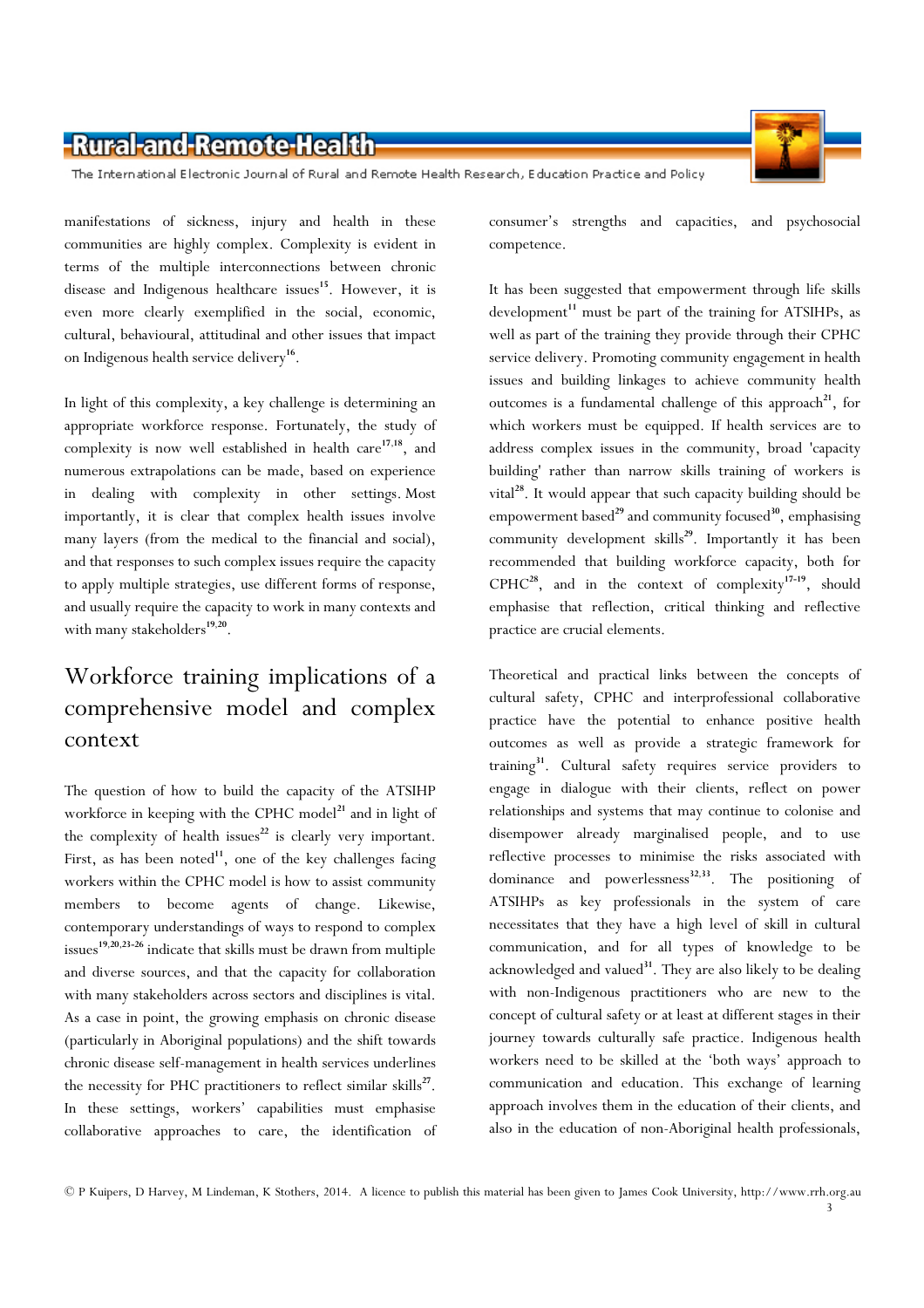manifestations of sickness, injury and health in these communities are highly complex. Complexity is evident in terms of the multiple interconnections between chronic disease and Indigenous healthcare issues[15]. However, it is even more clearly exemplified in the social, economic, cultural, behavioural, attitudinal and other issues that impact on Indigenous health service delivery[16].

In light of this complexity, a key challenge is determining an appropriate workforce response. Fortunately, the study of complexity is now well established in health care[17,18], and numerous extrapolations can be made, based on experience in dealing with complexity in other settings. Most importantly, it is clear that complex health issues involve many layers (from the medical to the financial and social), and that responses to such complex issues require the capacity to apply multiple strategies, use different forms of response, and usually require the capacity to work in many contexts and with many stakeholders[19,20].

## Workforce training implications of a comprehensive model and complex context

The question of how to build the capacity of the ATSIHP workforce in keeping with the CPHC model[21] and in light of the complexity of health issues[22] is clearly very important. First, as has been noted[11], one of the key challenges facing workers within the CPHC model is how to assist community members to become agents of change. Likewise, contemporary understandings of ways to respond to complex issues[19,20,23-26] indicate that skills must be drawn from multiple and diverse sources, and that the capacity for collaboration with many stakeholders across sectors and disciplines is vital. As a case in point, the growing emphasis on chronic disease (particularly in Aboriginal populations) and the shift towards chronic disease self-management in health services underlines the necessity for PHC practitioners to reflect similar skills[27]. In these settings, workers' capabilities must emphasise collaborative approaches to care, the identification of consumer's strengths and capacities, and psychosocial competence.

It has been suggested that empowerment through life skills development[11] must be part of the training for ATSIHPs, as well as part of the training they provide through their CPHC service delivery. Promoting community engagement in health issues and building linkages to achieve community health outcomes is a fundamental challenge of this approach[21], for which workers must be equipped. If health services are to address complex issues in the community, broad 'capacity building' rather than narrow skills training of workers is vital[28]. It would appear that such capacity building should be empowerment based[29] and community focused[30], emphasising community development skills[29]. Importantly it has been recommended that building workforce capacity, both for CPHC[28], and in the context of complexity[17-19], should emphasise that reflection, critical thinking and reflective practice are crucial elements.

Theoretical and practical links between the concepts of cultural safety, CPHC and interprofessional collaborative practice have the potential to enhance positive health outcomes as well as provide a strategic framework for training[31]. Cultural safety requires service providers to engage in dialogue with their clients, reflect on power relationships and systems that may continue to colonise and disempower already marginalised people, and to use reflective processes to minimise the risks associated with dominance and powerlessness[32,33]. The positioning of ATSIHPs as key professionals in the system of care necessitates that they have a high level of skill in cultural communication, and for all types of knowledge to be acknowledged and valued[31]. They are also likely to be dealing with non-Indigenous practitioners who are new to the concept of cultural safety or at least at different stages in their journey towards culturally safe practice. Indigenous health workers need to be skilled at the 'both ways' approach to communication and education. This exchange of learning approach involves them in the education of their clients, and also in the education of non-Aboriginal health professionals,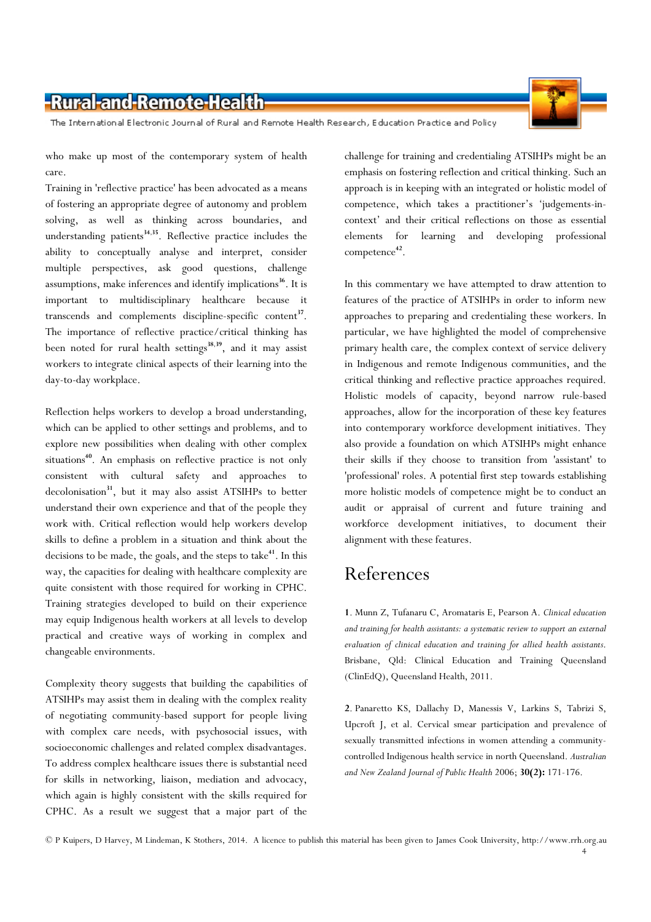who make up most of the contemporary system of health care.

Training in 'reflective practice' has been advocated as a means of fostering an appropriate degree of autonomy and problem solving, as well as thinking across boundaries, and understanding patients[34,35]. Reflective practice includes the ability to conceptually analyse and interpret, consider multiple perspectives, ask good questions, challenge assumptions, make inferences and identify implications[36]. It is important to multidisciplinary healthcare because it transcends and complements discipline-specific content[37]. The importance of reflective practice/critical thinking has been noted for rural health settings[38,39], and it may assist workers to integrate clinical aspects of their learning into the day-to-day workplace.

Reflection helps workers to develop a broad understanding, which can be applied to other settings and problems, and to explore new possibilities when dealing with other complex situations[40]. An emphasis on reflective practice is not only consistent with cultural safety and approaches to decolonisation[31], but it may also assist ATSIHPs to better understand their own experience and that of the people they work with. Critical reflection would help workers develop skills to define a problem in a situation and think about the decisions to be made, the goals, and the steps to take[41]. In this way, the capacities for dealing with healthcare complexity are quite consistent with those required for working in CPHC. Training strategies developed to build on their experience may equip Indigenous health workers at all levels to develop practical and creative ways of working in complex and changeable environments.

Complexity theory suggests that building the capabilities of ATSIHPs may assist them in dealing with the complex reality of negotiating community-based support for people living with complex care needs, with psychosocial issues, with socioeconomic challenges and related complex disadvantages. To address complex healthcare issues there is substantial need for skills in networking, liaison, mediation and advocacy, which again is highly consistent with the skills required for CPHC. As a result we suggest that a major part of the challenge for training and credentialing ATSIHPs might be an emphasis on fostering reflection and critical thinking. Such an approach is in keeping with an integrated or holistic model of competence, which takes a practitioner's 'judgements-in-context' and their critical reflections on those as essential elements for learning and developing professional competence[42].

In this commentary we have attempted to draw attention to features of the practice of ATSIHPs in order to inform new approaches to preparing and credentialing these workers. In particular, we have highlighted the model of comprehensive primary health care, the complex context of service delivery in Indigenous and remote Indigenous communities, and the critical thinking and reflective practice approaches required. Holistic models of capacity, beyond narrow rule-based approaches, allow for the incorporation of these key features into contemporary workforce development initiatives. They also provide a foundation on which ATSIHPs might enhance their skills if they choose to transition from 'assistant' to 'professional' roles. A potential first step towards establishing more holistic models of competence might be to conduct an audit or appraisal of current and future training and workforce development initiatives, to document their alignment with these features.

# References

**1**. Munn Z, Tufanaru C, Aromataris E, Pearson A. *Clinical education and training for health assistants: a systematic review to support an external evaluation of clinical education and training for allied health assistants*. Brisbane, Qld: Clinical Education and Training Queensland (ClinEdQ), Queensland Health, 2011.

**2**. Panaretto KS, Dallachy D, Manessis V, Larkins S, Tabrizi S, Upcroft J, et al. Cervical smear participation and prevalence of sexually transmitted infections in women attending a community-controlled Indigenous health service in north Queensland. *Australian and New Zealand Journal of Public Health* 2006; **30(2):** 171-176.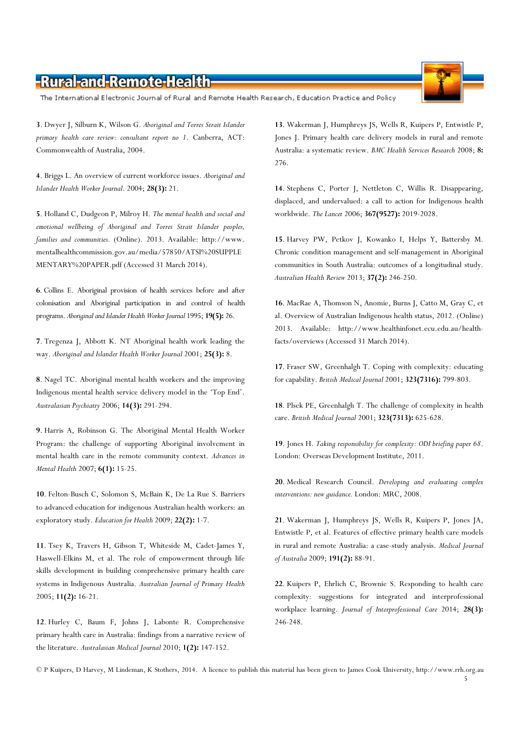**3**. Dwyer J, Silburn K, Wilson G. *Aboriginal and Torres Strait Islander primary health care review: consultant report no 1*. Canberra, ACT: Commonwealth of Australia, 2004.

**4**. Briggs L. An overview of current workforce issues. *Aboriginal and Islander Health Worker Journal*. 2004; **28(3):** 21.

**5**. Holland C, Dudgeon P, Milroy H. *The mental health and social and emotional wellbeing of Aboriginal and Torres Strait Islander peoples, families and communities*. (Online). 2013. Available: http://www.mentalhealthcommission.gov.au/media/57850/ATSI%20SUPPLEMENTARY%20PAPER.pdf (Accessed 31 March 2014).

**6**. Collins E. Aboriginal provision of health services before and after colonisation and Aboriginal participation in and control of health programs. *Aboriginal and Islander Health Worker Journal* 1995; **19(5):** 26.

**7**. Tregenza J, Abbott K. NT Aboriginal health work leading the way. *Aboriginal and Islander Health Worker Journal* 2001; **25(3):** 8.

**8**. Nagel TC. Aboriginal mental health workers and the improving Indigenous mental health service delivery model in the 'Top End'. *Australasian Psychiatry* 2006; **14(3):** 291-294.

**9**. Harris A, Robinson G. The Aboriginal Mental Health Worker Program: the challenge of supporting Aboriginal involvement in mental health care in the remote community context. *Advances in Mental Health* 2007; **6(1):** 15-25.

**10**. Felton-Busch C, Solomon S, McBain K, De La Rue S. Barriers to advanced education for indigenous Australian health workers: an exploratory study. *Education for Health* 2009; **22(2):** 1-7.

**11**. Tsey K, Travers H, Gibson T, Whiteside M, Cadet-James Y, Haswell-Elkins M, et al. The role of empowerment through life skills development in building comprehensive primary health care systems in Indigenous Australia. *Australian Journal of Primary Health* 2005; **11(2):** 16-21.

**12**. Hurley C, Baum F, Johns J, Labonte R. Comprehensive primary health care in Australia: findings from a narrative review of the literature. *Australasian Medical Journal* 2010; **1(2):** 147-152.

**13**. Wakerman J, Humphreys JS, Wells R, Kuipers P, Entwistle P, Jones J. Primary health care delivery models in rural and remote Australia: a systematic review. *BMC Health Services Research* 2008; **8:** 276.

**14**. Stephens C, Porter J, Nettleton C, Willis R. Disappearing, displaced, and undervalued: a call to action for Indigenous health worldwide. *The Lancet* 2006; **367(9527):** 2019-2028.

**15**. Harvey PW, Petkov J, Kowanko I, Helps Y, Battersby M. Chronic condition management and self-management in Aboriginal communities in South Australia: outcomes of a longitudinal study. *Australian Health Review* 2013; **37(2):** 246-250.

**16**. MacRae A, Thomson N, Anomie, Burns J, Catto M, Gray C, et al. Overview of Australian Indigenous health status, 2012. (Online) 2013. Available: http://www.healthinfonet.ecu.edu.au/health-facts/overviews (Accessed 31 March 2014).

**17**. Fraser SW, Greenhalgh T. Coping with complexity: educating for capability. *British Medical Journal* 2001; **323(7316):** 799-803.

**18**. Plsek PE, Greenhalgh T. The challenge of complexity in health care. *British Medical Journal* 2001; **323(7313):** 625-628.

**19**. Jones H. *Taking responsibility for complexity: ODI briefing paper 68*. London: Overseas Development Institute, 2011.

**20**. Medical Research Council. *Developing and evaluating complex interventions: new guidance.* London: MRC, 2008.

**21**. Wakerman J, Humphreys JS, Wells R, Kuipers P, Jones JA, Entwistle P, et al. Features of effective primary health care models in rural and remote Australia: a case-study analysis. *Medical Journal of Australia* 2009; **191(2):** 88-91.

**22**. Kuipers P, Ehrlich C, Brownie S. Responding to health care complexity: suggestions for integrated and interprofessional workplace learning. *Journal of Interprofessional Care* 2014; **28(3):** 246-248.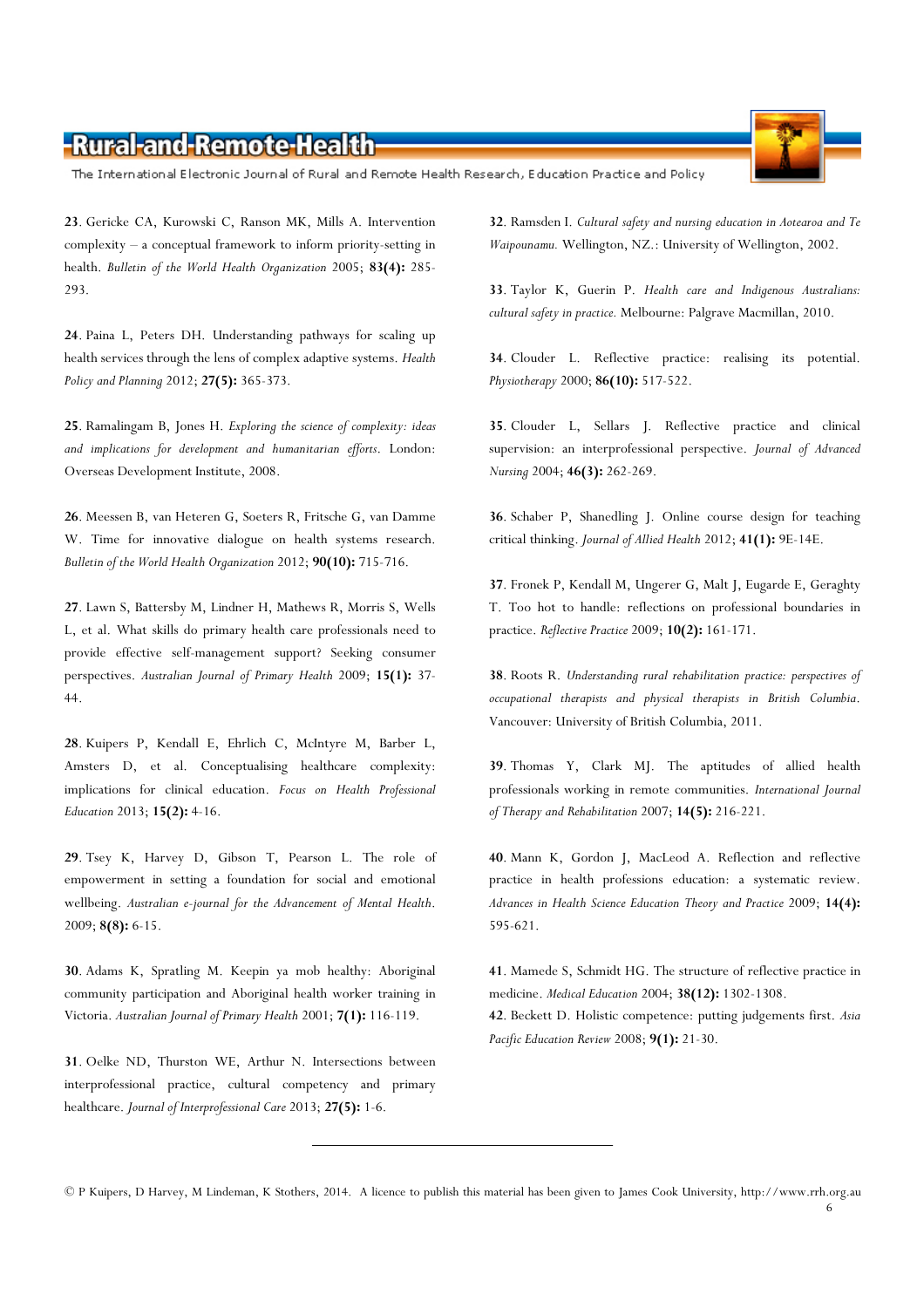**23**. Gericke CA, Kurowski C, Ranson MK, Mills A. Intervention complexity – a conceptual framework to inform priority-setting in health. *Bulletin of the World Health Organization* 2005; **83(4):** 285-293.

**24**. Paina L, Peters DH. Understanding pathways for scaling up health services through the lens of complex adaptive systems. *Health Policy and Planning* 2012; **27(5):** 365-373.

**25**. Ramalingam B, Jones H. *Exploring the science of complexity: ideas and implications for development and humanitarian efforts*. London: Overseas Development Institute, 2008.

**26**. Meessen B, van Heteren G, Soeters R, Fritsche G, van Damme W. Time for innovative dialogue on health systems research. *Bulletin of the World Health Organization* 2012; **90(10):** 715-716.

**27**. Lawn S, Battersby M, Lindner H, Mathews R, Morris S, Wells L, et al. What skills do primary health care professionals need to provide effective self-management support? Seeking consumer perspectives. *Australian Journal of Primary Health* 2009; **15(1):** 37-44.

**28**. Kuipers P, Kendall E, Ehrlich C, McIntyre M, Barber L, Amsters D, et al. Conceptualising healthcare complexity: implications for clinical education. *Focus on Health Professional Education* 2013; **15(2):** 4-16.

**29**. Tsey K, Harvey D, Gibson T, Pearson L. The role of empowerment in setting a foundation for social and emotional wellbeing. *Australian e-journal for the Advancement of Mental Health*. 2009; **8(8):** 6-15.

**30**. Adams K, Spratling M. Keepin ya mob healthy: Aboriginal community participation and Aboriginal health worker training in Victoria. *Australian Journal of Primary Health* 2001; **7(1):** 116-119.

**31**. Oelke ND, Thurston WE, Arthur N. Intersections between interprofessional practice, cultural competency and primary healthcare. *Journal of Interprofessional Care* 2013; **27(5):** 1-6.

**32**. Ramsden I. *Cultural safety and nursing education in Aotearoa and Te Waipounamu.* Wellington, NZ.: University of Wellington, 2002.

**33**. Taylor K, Guerin P. *Health care and Indigenous Australians: cultural safety in practice.* Melbourne: Palgrave Macmillan, 2010.

**34**. Clouder L. Reflective practice: realising its potential. *Physiotherapy* 2000; **86(10):** 517-522.

**35**. Clouder L, Sellars J. Reflective practice and clinical supervision: an interprofessional perspective. *Journal of Advanced Nursing* 2004; **46(3):** 262-269.

**36**. Schaber P, Shanedling J. Online course design for teaching critical thinking. *Journal of Allied Health* 2012; **41(1):** 9E-14E.

**37**. Fronek P, Kendall M, Ungerer G, Malt J, Eugarde E, Geraghty T. Too hot to handle: reflections on professional boundaries in practice. *Reflective Practice* 2009; **10(2):** 161-171.

**38**. Roots R. *Understanding rural rehabilitation practice: perspectives of occupational therapists and physical therapists in British Columbia*. Vancouver: University of British Columbia, 2011.

**39**. Thomas Y, Clark MJ. The aptitudes of allied health professionals working in remote communities. *International Journal of Therapy and Rehabilitation* 2007; **14(5):** 216-221.

**40**. Mann K, Gordon J, MacLeod A. Reflection and reflective practice in health professions education: a systematic review. *Advances in Health Science Education Theory and Practice* 2009; **14(4):** 595-621.

**41**. Mamede S, Schmidt HG. The structure of reflective practice in medicine. *Medical Education* 2004; **38(12):** 1302-1308.

**42**. Beckett D. Holistic competence: putting judgements first. *Asia Pacific Education Review* 2008; **9(1):** 21-30.

© P Kuipers, D Harvey, M Lindeman, K Stothers, 2014. A licence to publish this material has been given to James Cook University, http://www.rrh.org.au